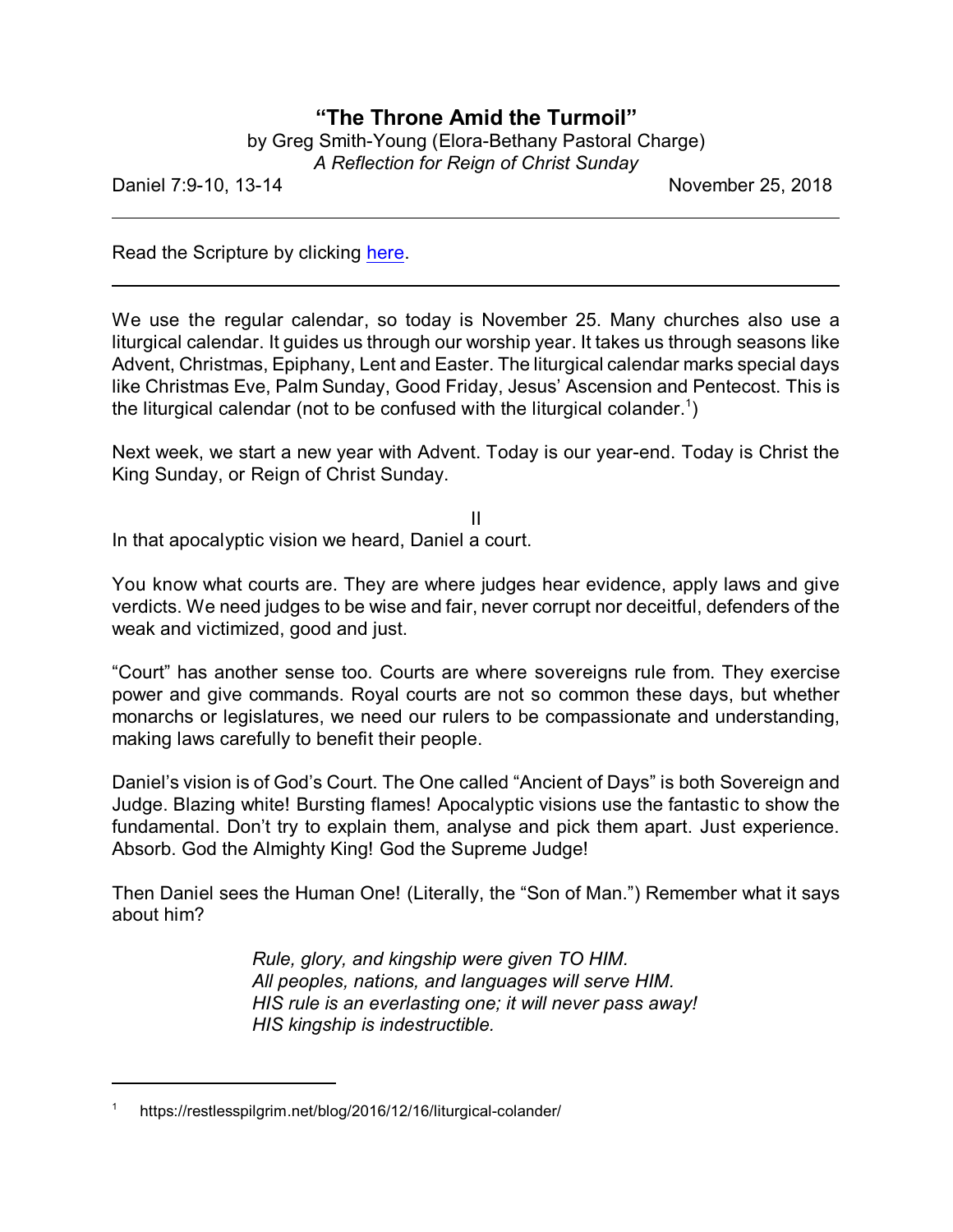# "The Throne Amid the Turmoil"

by Greg Smith-Young (Elora-Bethany Pastoral Charge)
*A Reflection for Reign of Christ Sunday*

Daniel 7:9-10, 13-14 November 25, 2018

---

Read the Scripture by clicking here.

---

We use the regular calendar, so today is November 25. Many churches also use a liturgical calendar. It guides us through our worship year. It takes us through seasons like Advent, Christmas, Epiphany, Lent and Easter. The liturgical calendar marks special days like Christmas Eve, Palm Sunday, Good Friday, Jesus' Ascension and Pentecost. This is the liturgical calendar (not to be confused with the liturgical colander.[1])

Next week, we start a new year with Advent. Today is our year-end. Today is Christ the King Sunday, or Reign of Christ Sunday.

II

In that apocalyptic vision we heard, Daniel a court.

You know what courts are. They are where judges hear evidence, apply laws and give verdicts. We need judges to be wise and fair, never corrupt nor deceitful, defenders of the weak and victimized, good and just.

"Court" has another sense too. Courts are where sovereigns rule from. They exercise power and give commands. Royal courts are not so common these days, but whether monarchs or legislatures, we need our rulers to be compassionate and understanding, making laws carefully to benefit their people.

Daniel's vision is of God's Court. The One called "Ancient of Days" is both Sovereign and Judge. Blazing white! Bursting flames! Apocalyptic visions use the fantastic to show the fundamental. Don't try to explain them, analyse and pick them apart. Just experience. Absorb. God the Almighty King! God the Supreme Judge!

Then Daniel sees the Human One! (Literally, the "Son of Man.") Remember what it says about him?

> *Rule, glory, and kingship were given TO HIM.*
> *All peoples, nations, and languages will serve HIM.*
> *HIS rule is an everlasting one; it will never pass away!*
> *HIS kingship is indestructible.*

---

[1] https://restlesspilgrim.net/blog/2016/12/16/liturgical-colander/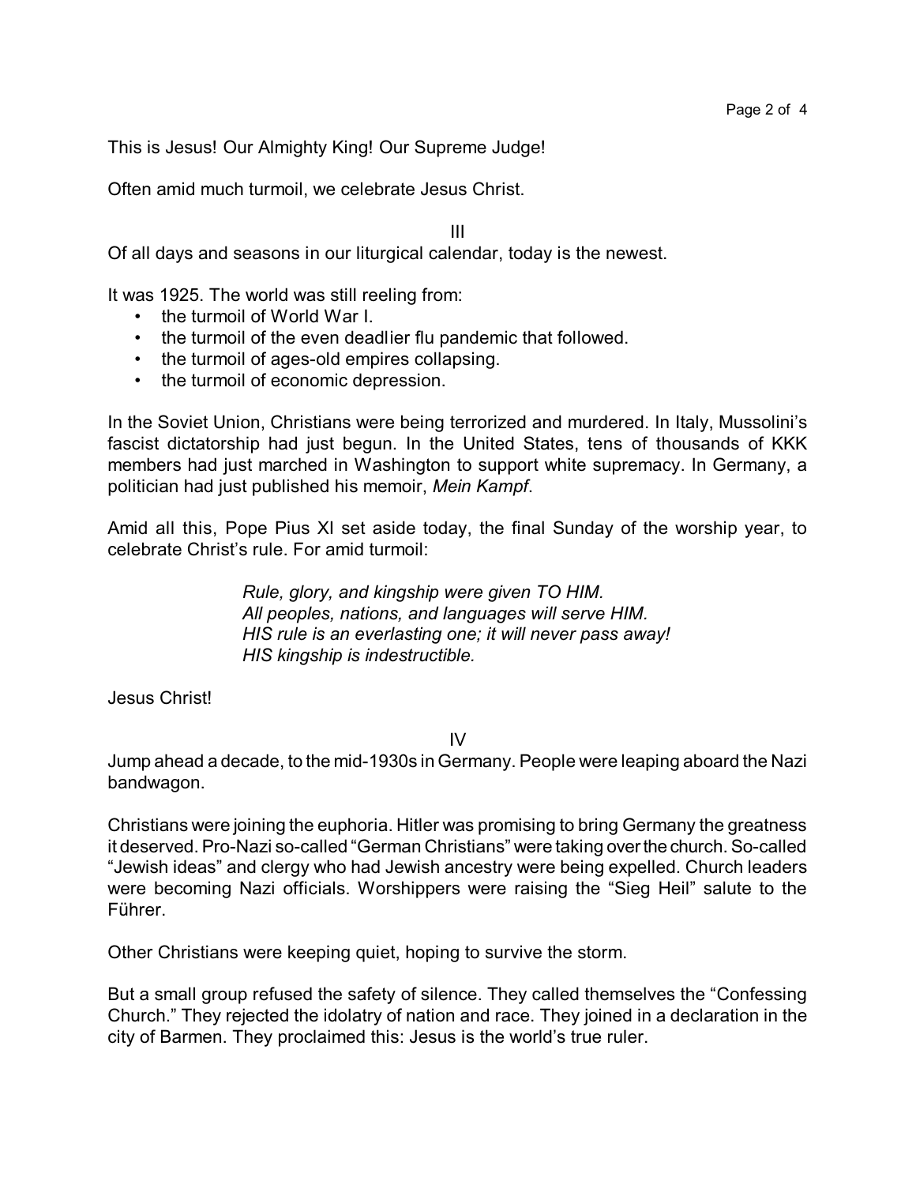This is Jesus! Our Almighty King! Our Supreme Judge!

Often amid much turmoil, we celebrate Jesus Christ.

III

Of all days and seasons in our liturgical calendar, today is the newest.

It was 1925. The world was still reeling from:

- the turmoil of World War I.
- the turmoil of the even deadlier flu pandemic that followed.
- the turmoil of ages-old empires collapsing.
- the turmoil of economic depression.

In the Soviet Union, Christians were being terrorized and murdered. In Italy, Mussolini's fascist dictatorship had just begun. In the United States, tens of thousands of KKK members had just marched in Washington to support white supremacy. In Germany, a politician had just published his memoir, *Mein Kampf*.

Amid all this, Pope Pius XI set aside today, the final Sunday of the worship year, to celebrate Christ's rule. For amid turmoil:

> *Rule, glory, and kingship were given TO HIM.*
> *All peoples, nations, and languages will serve HIM.*
> *HIS rule is an everlasting one; it will never pass away!*
> *HIS kingship is indestructible.*

Jesus Christ!

IV

Jump ahead a decade, to the mid-1930s in Germany. People were leaping aboard the Nazi bandwagon.

Christians were joining the euphoria. Hitler was promising to bring Germany the greatness it deserved. Pro-Nazi so-called "German Christians" were taking over the church. So-called "Jewish ideas" and clergy who had Jewish ancestry were being expelled. Church leaders were becoming Nazi officials. Worshippers were raising the "Sieg Heil" salute to the Führer.

Other Christians were keeping quiet, hoping to survive the storm.

But a small group refused the safety of silence. They called themselves the "Confessing Church." They rejected the idolatry of nation and race. They joined in a declaration in the city of Barmen. They proclaimed this: Jesus is the world's true ruler.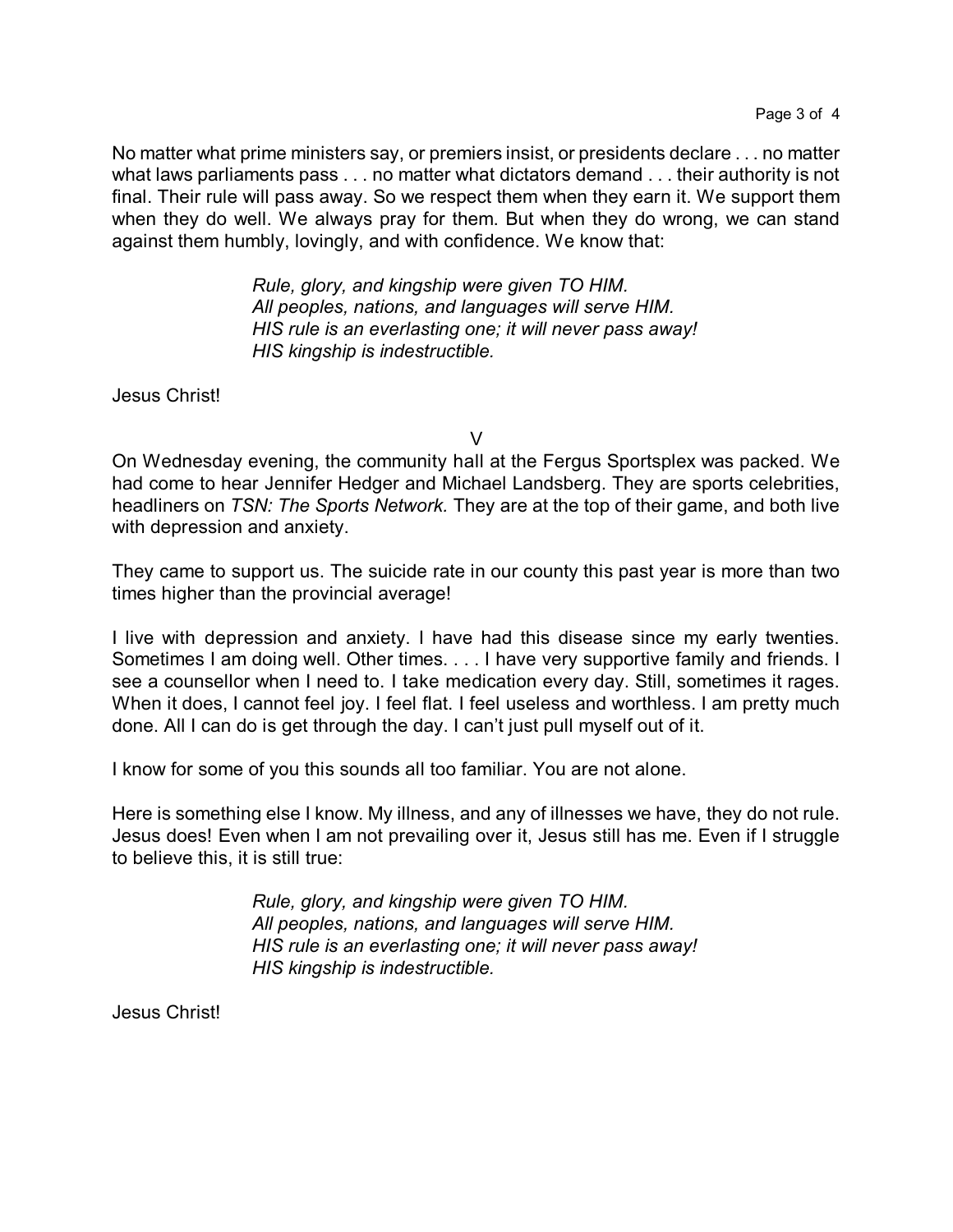No matter what prime ministers say, or premiers insist, or presidents declare . . . no matter what laws parliaments pass . . . no matter what dictators demand . . . their authority is not final. Their rule will pass away. So we respect them when they earn it. We support them when they do well. We always pray for them. But when they do wrong, we can stand against them humbly, lovingly, and with confidence. We know that:

> *Rule, glory, and kingship were given TO HIM.*
> *All peoples, nations, and languages will serve HIM.*
> *HIS rule is an everlasting one; it will never pass away!*
> *HIS kingship is indestructible.*

Jesus Christ!

V

On Wednesday evening, the community hall at the Fergus Sportsplex was packed. We had come to hear Jennifer Hedger and Michael Landsberg. They are sports celebrities, headliners on *TSN: The Sports Network.* They are at the top of their game, and both live with depression and anxiety.

They came to support us. The suicide rate in our county this past year is more than two times higher than the provincial average!

I live with depression and anxiety. I have had this disease since my early twenties. Sometimes I am doing well. Other times. . . . I have very supportive family and friends. I see a counsellor when I need to. I take medication every day. Still, sometimes it rages. When it does, I cannot feel joy. I feel flat. I feel useless and worthless. I am pretty much done. All I can do is get through the day. I can't just pull myself out of it.

I know for some of you this sounds all too familiar. You are not alone.

Here is something else I know. My illness, and any of illnesses we have, they do not rule. Jesus does! Even when I am not prevailing over it, Jesus still has me. Even if I struggle to believe this, it is still true:

> *Rule, glory, and kingship were given TO HIM.*
> *All peoples, nations, and languages will serve HIM.*
> *HIS rule is an everlasting one; it will never pass away!*
> *HIS kingship is indestructible.*

Jesus Christ!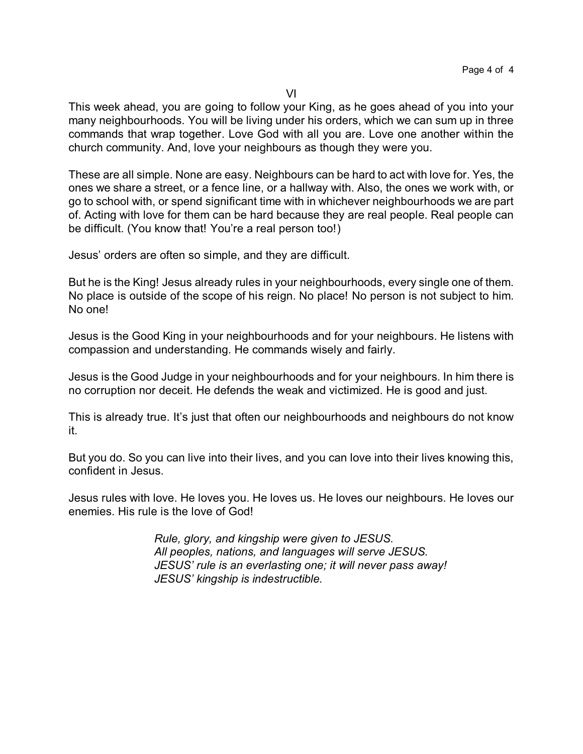## VI

This week ahead, you are going to follow your King, as he goes ahead of you into your many neighbourhoods. You will be living under his orders, which we can sum up in three commands that wrap together. Love God with all you are. Love one another within the church community. And, love your neighbours as though they were you.

These are all simple. None are easy. Neighbours can be hard to act with love for. Yes, the ones we share a street, or a fence line, or a hallway with. Also, the ones we work with, or go to school with, or spend significant time with in whichever neighbourhoods we are part of. Acting with love for them can be hard because they are real people. Real people can be difficult. (You know that! You're a real person too!)

Jesus' orders are often so simple, and they are difficult.

But he is the King! Jesus already rules in your neighbourhoods, every single one of them. No place is outside of the scope of his reign. No place! No person is not subject to him. No one!

Jesus is the Good King in your neighbourhoods and for your neighbours. He listens with compassion and understanding. He commands wisely and fairly.

Jesus is the Good Judge in your neighbourhoods and for your neighbours. In him there is no corruption nor deceit. He defends the weak and victimized. He is good and just.

This is already true. It's just that often our neighbourhoods and neighbours do not know it.

But you do. So you can live into their lives, and you can love into their lives knowing this, confident in Jesus.

Jesus rules with love. He loves you. He loves us. He loves our neighbours. He loves our enemies. His rule is the love of God!

> *Rule, glory, and kingship were given to JESUS.*
> *All peoples, nations, and languages will serve JESUS.*
> *JESUS' rule is an everlasting one; it will never pass away!*
> *JESUS' kingship is indestructible.*